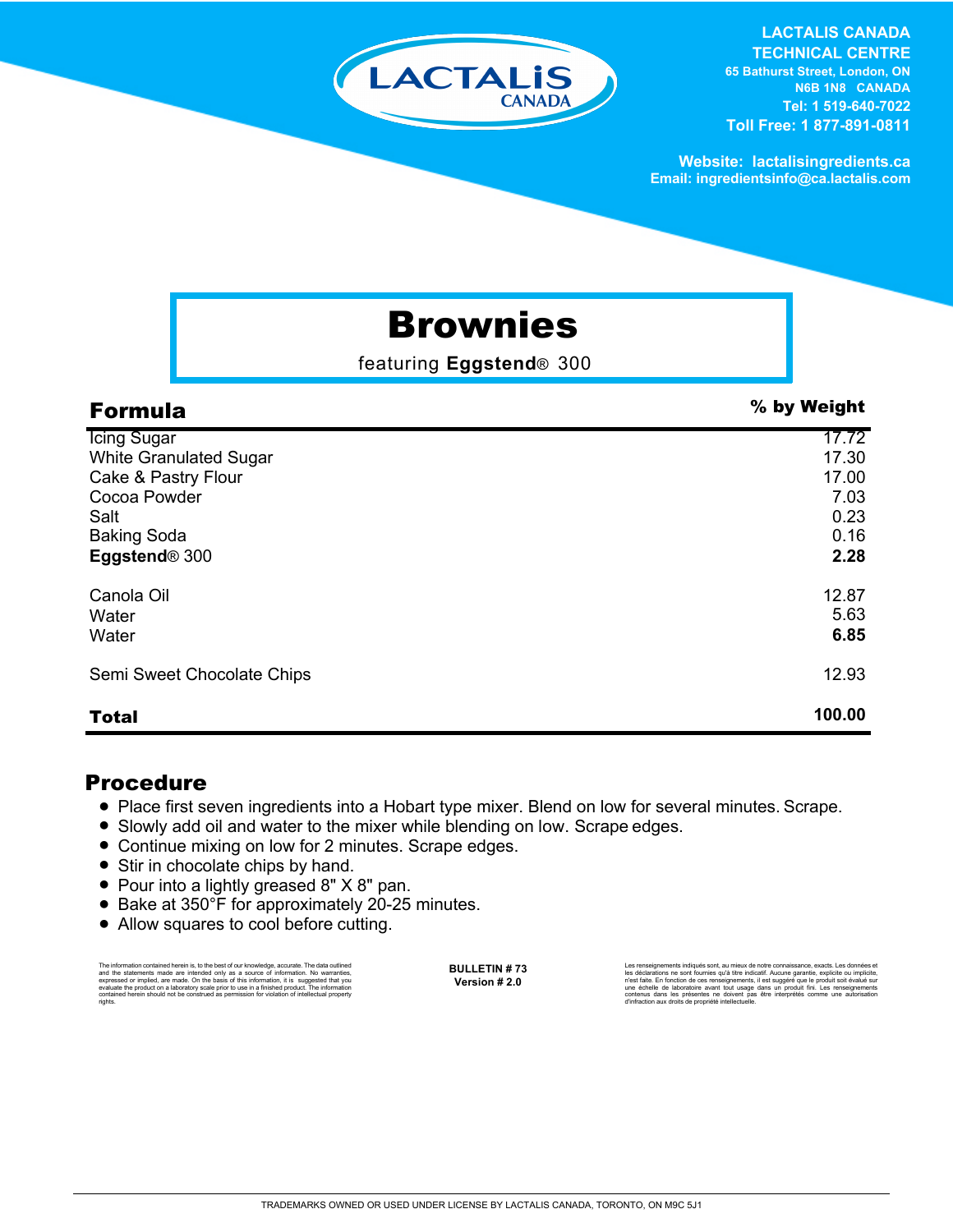LACTALIS CANADA
TECHNICAL CENTRE
65 Bathurst Street, London, ON
N6B 1N8 CANADA
Tel: 1 519-640-7022
Toll Free: 1 877-891-0811

Website: lactalisingredients.ca
Email: ingredientsinfo@ca.lactalis.com

# Brownies

featuring **Eggstend**® 300

| Formula | % by Weight |
|---|---|
| Icing Sugar | 17.72 |
| White Granulated Sugar | 17.30 |
| Cake & Pastry Flour | 17.00 |
| Cocoa Powder | 7.03 |
| Salt | 0.23 |
| Baking Soda | 0.16 |
| **Eggstend**® 300 | **2.28** |
| Canola Oil | 12.87 |
| Water | 5.63 |
| Water | **6.85** |
| Semi Sweet Chocolate Chips | 12.93 |
| **Total** | **100.00** |

## Procedure

- Place first seven ingredients into a Hobart type mixer. Blend on low for several minutes. Scrape.
- Slowly add oil and water to the mixer while blending on low. Scrape edges.
- Continue mixing on low for 2 minutes. Scrape edges.
- Stir in chocolate chips by hand.
- Pour into a lightly greased 8" X 8" pan.
- Bake at 350°F for approximately 20-25 minutes.
- Allow squares to cool before cutting.

The information contained herein is, to the best of our knowledge, accurate. The data outlined and the statements made are intended only as a source of information. No warranties, expressed or implied, are made. On the basis of this information, it is suggested that you evaluate the product on a laboratory scale prior to use in a finished product. The information contained herein should not be construed as permission for violation of intellectual property rights.

**BULLETIN # 73**
**Version # 2.0**

Les renseignements indiqués sont, au mieux de notre connaissance, exacts. Les données et les déclarations ne sont fournies qu'à titre indicatif. Aucune garantie, explicite ou implicite, n'est faite. En fonction de ces renseignements, il est suggéré que le produit soit évalué sur une échelle de laboratoire avant tout usage dans un produit fini. Les renseignements contenus dans les présentes ne doivent pas être interprétés comme une autorisation d'infraction aux droits de propriété intellectuelle.

TRADEMARKS OWNED OR USED UNDER LICENSE BY LACTALIS CANADA, TORONTO, ON M9C 5J1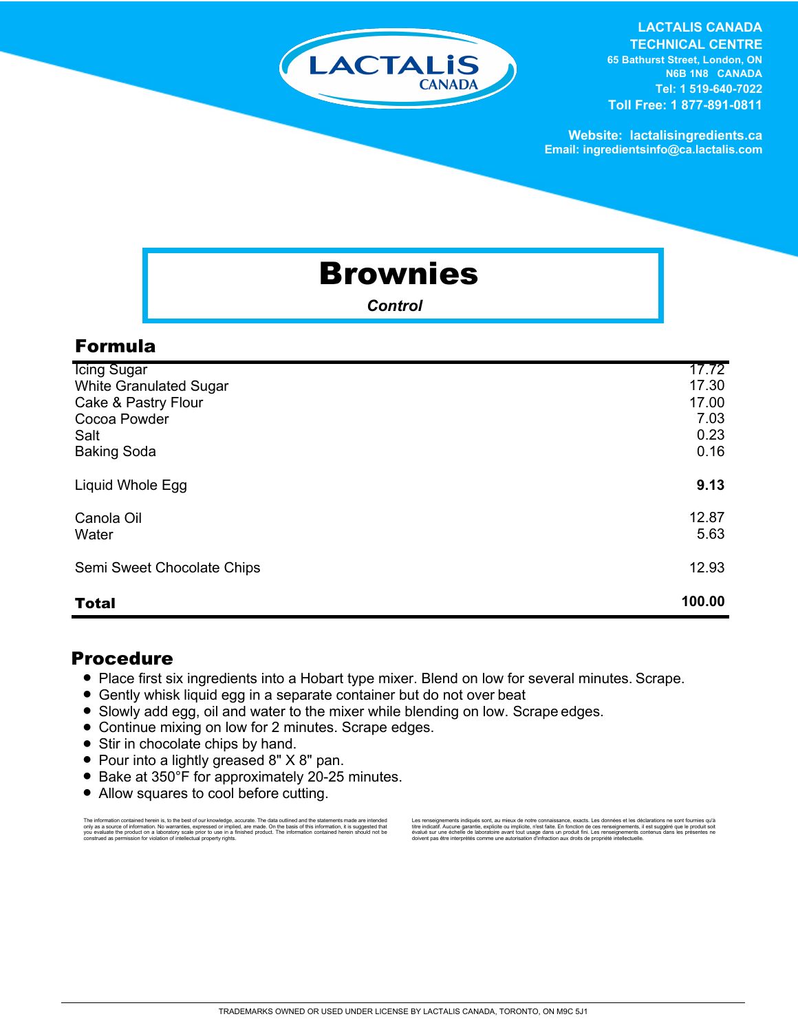LACTALIS CANADA
TECHNICAL CENTRE
65 Bathurst Street, London, ON
N6B 1N8 CANADA
Tel: 1 519-640-7022
Toll Free: 1 877-891-0811

Website: lactalisingredients.ca
Email: ingredientsinfo@ca.lactalis.com

# Brownies

***Control***

## Formula

| | |
|---|---|
| Icing Sugar | 17.72 |
| White Granulated Sugar | 17.30 |
| Cake & Pastry Flour | 17.00 |
| Cocoa Powder | 7.03 |
| Salt | 0.23 |
| Baking Soda | 0.16 |
| Liquid Whole Egg | **9.13** |
| Canola Oil | 12.87 |
| Water | 5.63 |
| Semi Sweet Chocolate Chips | 12.93 |
| **Total** | **100.00** |

## Procedure

- Place first six ingredients into a Hobart type mixer. Blend on low for several minutes. Scrape.
- Gently whisk liquid egg in a separate container but do not over beat
- Slowly add egg, oil and water to the mixer while blending on low. Scrape edges.
- Continue mixing on low for 2 minutes. Scrape edges.
- Stir in chocolate chips by hand.
- Pour into a lightly greased 8" X 8" pan.
- Bake at 350°F for approximately 20-25 minutes.
- Allow squares to cool before cutting.

The information contained herein is, to the best of our knowledge, accurate. The data outlined and the statements made are intended only as a source of information. No warranties, expressed or implied, are made. On the basis of this information, it is suggested that you evaluate the product on a laboratory scale prior to use in a finished product. The information contained herein should not be construed as permission for violation of intellectual property rights.

Les renseignements indiqués sont, au mieux de notre connaissance, exacts. Les données et les déclarations ne sont fournies qu'à titre indicatif. Aucune garantie, explicite ou implicite, n'est faite. En fonction de ces renseignements, il est suggéré que le produit soit évalué sur une échelle de laboratoire avant tout usage dans un produit fini. Les renseignements contenus dans les présentes ne doivent pas être interprétés comme une autorisation d'infraction aux droits de propriété intellectuelle.

TRADEMARKS OWNED OR USED UNDER LICENSE BY LACTALIS CANADA, TORONTO, ON M9C 5J1